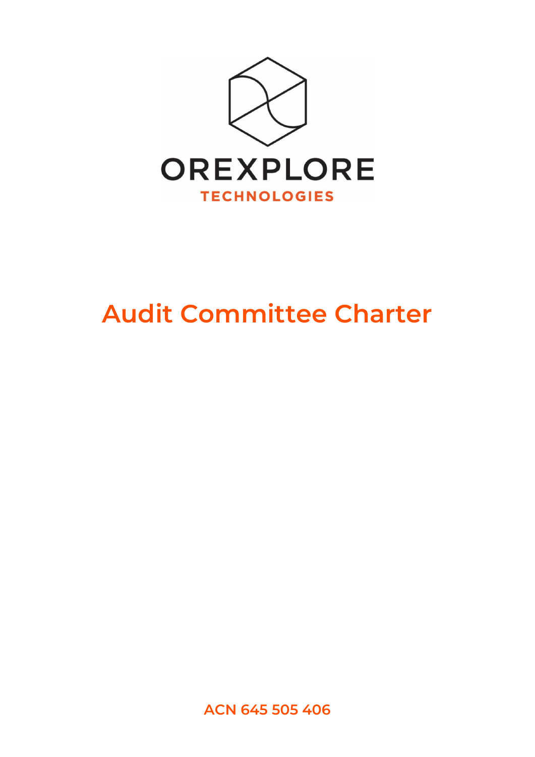OREXPLORE

TECHNOLOGIES

# Audit Committee Charter

ACN 645 505 406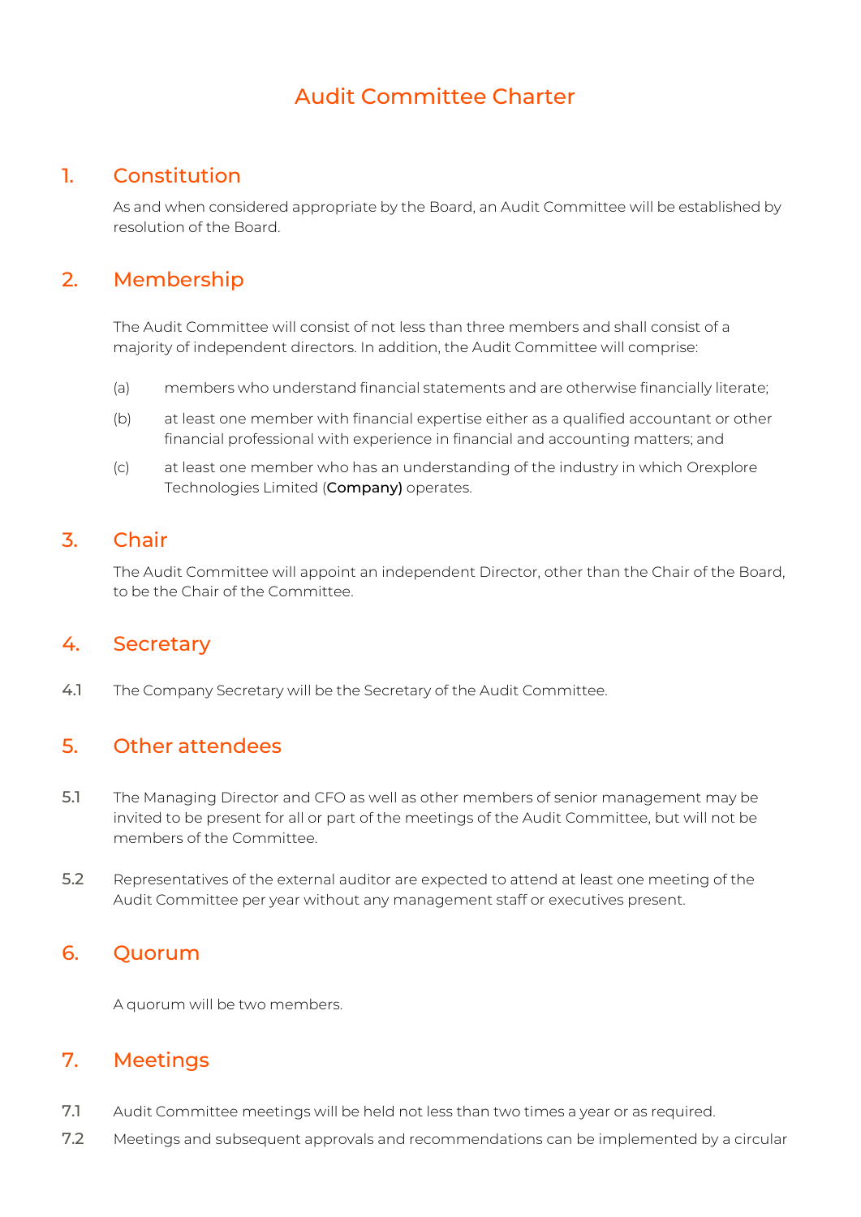# Audit Committee Charter

## 1. Constitution

As and when considered appropriate by the Board, an Audit Committee will be established by resolution of the Board.

## 2. Membership

The Audit Committee will consist of not less than three members and shall consist of a majority of independent directors. In addition, the Audit Committee will comprise:

(a) members who understand financial statements and are otherwise financially literate;

(b) at least one member with financial expertise either as a qualified accountant or other financial professional with experience in financial and accounting matters; and

(c) at least one member who has an understanding of the industry in which Orexplore Technologies Limited (**Company)** operates.

## 3. Chair

The Audit Committee will appoint an independent Director, other than the Chair of the Board, to be the Chair of the Committee.

## 4. Secretary

4.1 The Company Secretary will be the Secretary of the Audit Committee.

## 5. Other attendees

5.1 The Managing Director and CFO as well as other members of senior management may be invited to be present for all or part of the meetings of the Audit Committee, but will not be members of the Committee.

5.2 Representatives of the external auditor are expected to attend at least one meeting of the Audit Committee per year without any management staff or executives present.

## 6. Quorum

A quorum will be two members.

## 7. Meetings

7.1 Audit Committee meetings will be held not less than two times a year or as required.

7.2 Meetings and subsequent approvals and recommendations can be implemented by a circular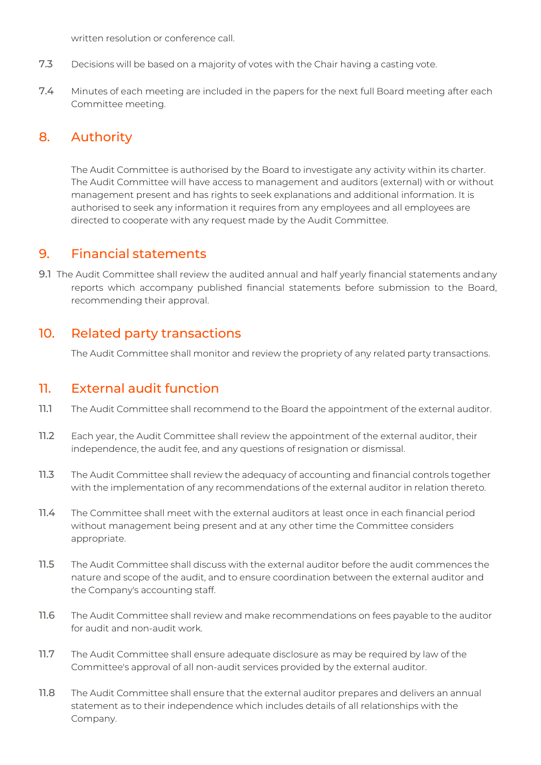written resolution or conference call.

7.3 Decisions will be based on a majority of votes with the Chair having a casting vote.

7.4 Minutes of each meeting are included in the papers for the next full Board meeting after each Committee meeting.

## 8. Authority

The Audit Committee is authorised by the Board to investigate any activity within its charter. The Audit Committee will have access to management and auditors (external) with or without management present and has rights to seek explanations and additional information. It is authorised to seek any information it requires from any employees and all employees are directed to cooperate with any request made by the Audit Committee.

## 9. Financial statements

9.1 The Audit Committee shall review the audited annual and half yearly financial statements and any reports which accompany published financial statements before submission to the Board, recommending their approval.

## 10. Related party transactions

The Audit Committee shall monitor and review the propriety of any related party transactions.

## 11. External audit function

11.1 The Audit Committee shall recommend to the Board the appointment of the external auditor.

11.2 Each year, the Audit Committee shall review the appointment of the external auditor, their independence, the audit fee, and any questions of resignation or dismissal.

11.3 The Audit Committee shall review the adequacy of accounting and financial controls together with the implementation of any recommendations of the external auditor in relation thereto.

11.4 The Committee shall meet with the external auditors at least once in each financial period without management being present and at any other time the Committee considers appropriate.

11.5 The Audit Committee shall discuss with the external auditor before the audit commences the nature and scope of the audit, and to ensure coordination between the external auditor and the Company's accounting staff.

11.6 The Audit Committee shall review and make recommendations on fees payable to the auditor for audit and non-audit work.

11.7 The Audit Committee shall ensure adequate disclosure as may be required by law of the Committee's approval of all non-audit services provided by the external auditor.

11.8 The Audit Committee shall ensure that the external auditor prepares and delivers an annual statement as to their independence which includes details of all relationships with the Company.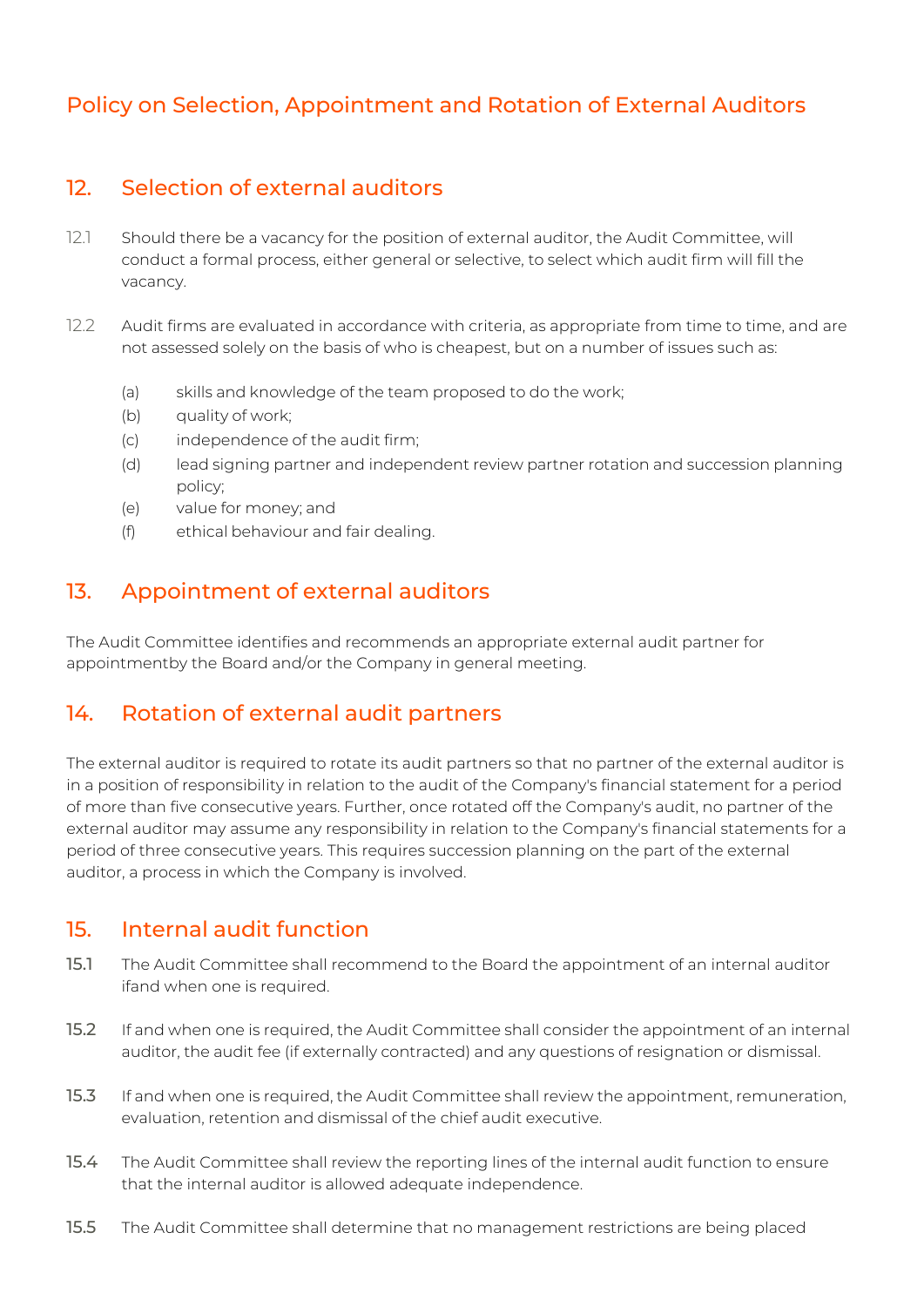# Policy on Selection, Appointment and Rotation of External Auditors

## 12. Selection of external auditors

12.1 Should there be a vacancy for the position of external auditor, the Audit Committee, will conduct a formal process, either general or selective, to select which audit firm will fill the vacancy.

12.2 Audit firms are evaluated in accordance with criteria, as appropriate from time to time, and are not assessed solely on the basis of who is cheapest, but on a number of issues such as:

- (a) skills and knowledge of the team proposed to do the work;
- (b) quality of work;
- (c) independence of the audit firm;
- (d) lead signing partner and independent review partner rotation and succession planning policy;
- (e) value for money; and
- (f) ethical behaviour and fair dealing.

## 13. Appointment of external auditors

The Audit Committee identifies and recommends an appropriate external audit partner for appointmentby the Board and/or the Company in general meeting.

## 14. Rotation of external audit partners

The external auditor is required to rotate its audit partners so that no partner of the external auditor is in a position of responsibility in relation to the audit of the Company's financial statement for a period of more than five consecutive years. Further, once rotated off the Company's audit, no partner of the external auditor may assume any responsibility in relation to the Company's financial statements for a period of three consecutive years. This requires succession planning on the part of the external auditor, a process in which the Company is involved.

## 15. Internal audit function

**15.1** The Audit Committee shall recommend to the Board the appointment of an internal auditor ifand when one is required.

**15.2** If and when one is required, the Audit Committee shall consider the appointment of an internal auditor, the audit fee (if externally contracted) and any questions of resignation or dismissal.

**15.3** If and when one is required, the Audit Committee shall review the appointment, remuneration, evaluation, retention and dismissal of the chief audit executive.

**15.4** The Audit Committee shall review the reporting lines of the internal audit function to ensure that the internal auditor is allowed adequate independence.

**15.5** The Audit Committee shall determine that no management restrictions are being placed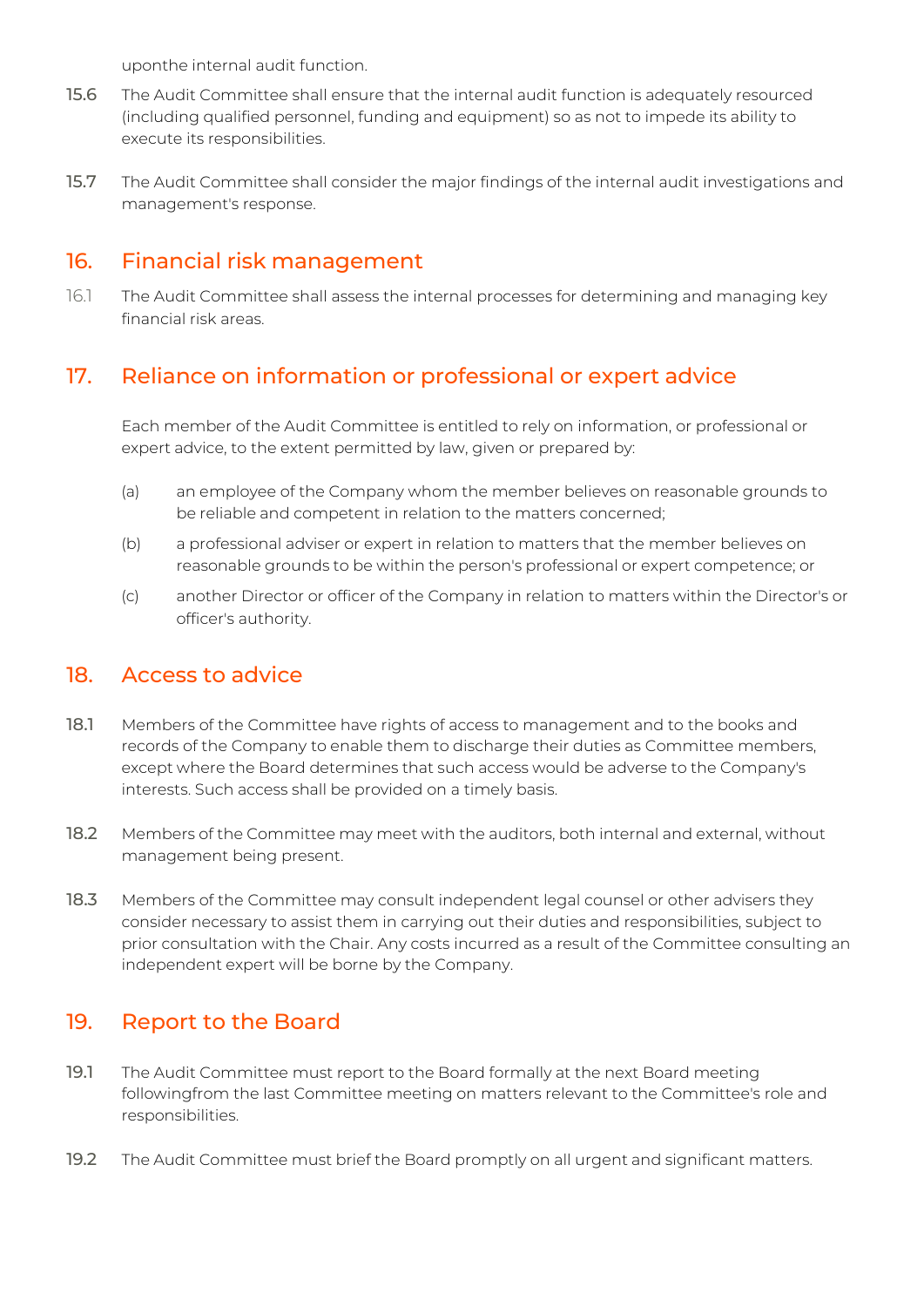uponthe internal audit function.

**15.6** The Audit Committee shall ensure that the internal audit function is adequately resourced (including qualified personnel, funding and equipment) so as not to impede its ability to execute its responsibilities.

**15.7** The Audit Committee shall consider the major findings of the internal audit investigations and management's response.

## 16. Financial risk management

16.1 The Audit Committee shall assess the internal processes for determining and managing key financial risk areas.

## 17. Reliance on information or professional or expert advice

Each member of the Audit Committee is entitled to rely on information, or professional or expert advice, to the extent permitted by law, given or prepared by:

(a) an employee of the Company whom the member believes on reasonable grounds to be reliable and competent in relation to the matters concerned;

(b) a professional adviser or expert in relation to matters that the member believes on reasonable grounds to be within the person's professional or expert competence; or

(c) another Director or officer of the Company in relation to matters within the Director's or officer's authority.

## 18. Access to advice

**18.1** Members of the Committee have rights of access to management and to the books and records of the Company to enable them to discharge their duties as Committee members, except where the Board determines that such access would be adverse to the Company's interests. Such access shall be provided on a timely basis.

**18.2** Members of the Committee may meet with the auditors, both internal and external, without management being present.

**18.3** Members of the Committee may consult independent legal counsel or other advisers they consider necessary to assist them in carrying out their duties and responsibilities, subject to prior consultation with the Chair. Any costs incurred as a result of the Committee consulting an independent expert will be borne by the Company.

## 19. Report to the Board

**19.1** The Audit Committee must report to the Board formally at the next Board meeting followingfrom the last Committee meeting on matters relevant to the Committee's role and responsibilities.

**19.2** The Audit Committee must brief the Board promptly on all urgent and significant matters.